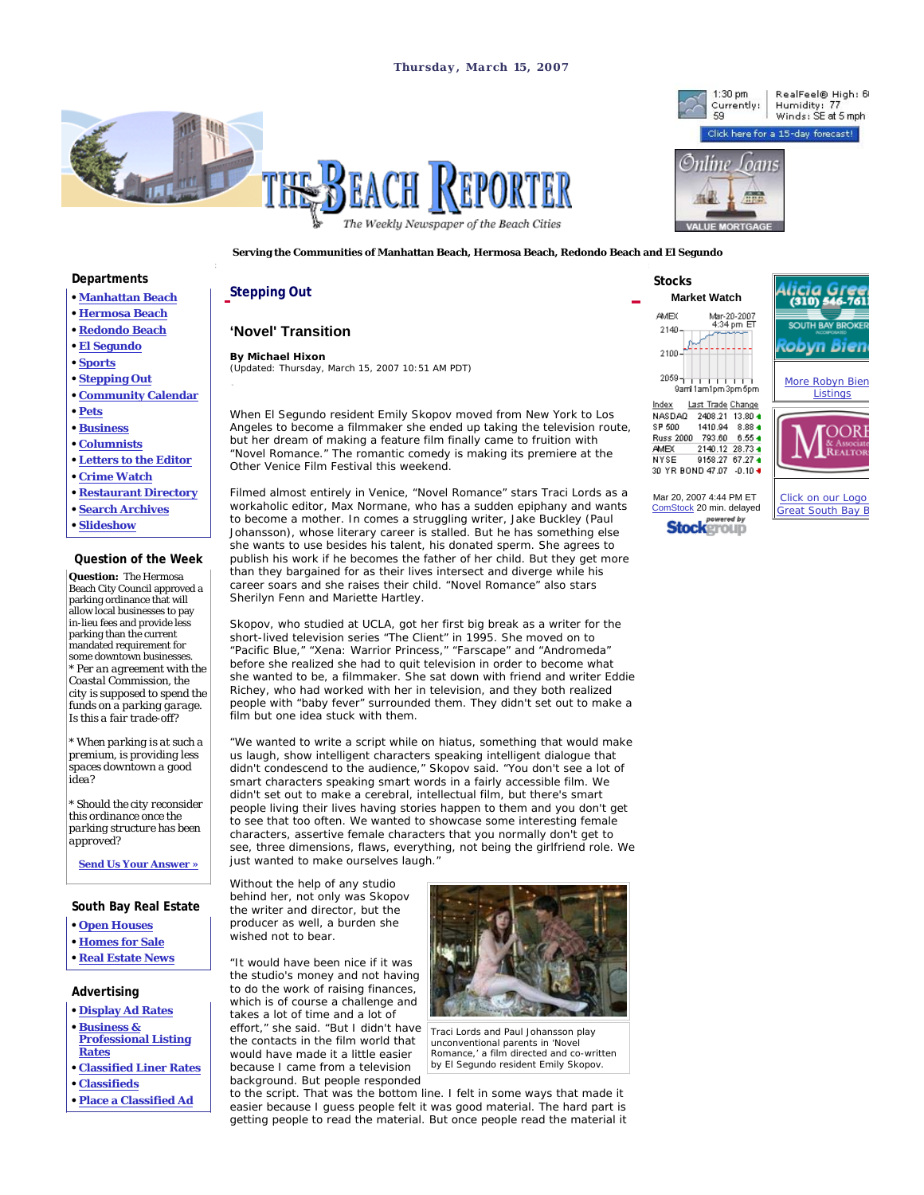Thursday, March 15, 2007

1:30 pm Currently: 59 | RealFeel® High: 6 Humidity: 77 Winds: SE at 5 mph

Click here for a 15-day forecast!

# THE BEACH REPORTER

*The Weekly Newspaper of the Beach Cities*

**Serving the Communities of Manhattan Beach, Hermosa Beach, Redondo Beach and El Segundo**

### Departments

- Manhattan Beach
- Hermosa Beach
- Redondo Beach
- El Segundo
- Sports
- Stepping Out
- Community Calendar
- Pets
- Business
- Columnists
- Letters to the Editor
- Crime Watch
- Restaurant Directory
- Search Archives
- Slideshow

### Question of the Week

**Question:** The Hermosa Beach City Council approved a parking ordinance that will allow local businesses to pay in-lieu fees and provide less parking than the current mandated requirement for some downtown businesses.

* Per an agreement with the Coastal Commission, the city is supposed to spend the funds on a parking garage. Is this a fair trade-off?

* When parking is at such a premium, is providing less spaces downtown a good idea?

* Should the city reconsider this ordinance once the parking structure has been approved?

Send Us Your Answer »

### South Bay Real Estate

- Open Houses
- Homes for Sale
- Real Estate News

### Advertising

- Display Ad Rates
- Business & Professional Listing Rates
- Classified Liner Rates
- Classifieds
- Place a Classified Ad

## Stepping Out

## 'Novel' Transition

**By Michael Hixon**
(Updated: Thursday, March 15, 2007 10:51 AM PDT)

When El Segundo resident Emily Skopov moved from New York to Los Angeles to become a filmmaker she ended up taking the television route, but her dream of making a feature film finally came to fruition with "Novel Romance." The romantic comedy is making its premiere at the Other Venice Film Festival this weekend.

Filmed almost entirely in Venice, "Novel Romance" stars Traci Lords as a workaholic editor, Max Normane, who has a sudden epiphany and wants to become a mother. In comes a struggling writer, Jake Buckley (Paul Johansson), whose literary career is stalled. But he has something else she wants to use besides his talent, his donated sperm. She agrees to publish his work if he becomes the father of her child. But they get more than they bargained for as their lives intersect and diverge while his career soars and she raises their child. "Novel Romance" also stars Sherilyn Fenn and Mariette Hartley.

Skopov, who studied at UCLA, got her first big break as a writer for the short-lived television series "The Client" in 1995. She moved on to "Pacific Blue," "Xena: Warrior Princess," "Farscape" and "Andromeda" before she realized she had to quit television in order to become what she wanted to be, a filmmaker. She sat down with friend and writer Eddie Richey, who had worked with her in television, and they both realized people with "baby fever" surrounded them. They didn't set out to make a film but one idea stuck with them.

"We wanted to write a script while on hiatus, something that would make us laugh, show intelligent characters speaking intelligent dialogue that didn't condescend to the audience," Skopov said. "You don't see a lot of smart characters speaking smart words in a fairly accessible film. We didn't set out to make a cerebral, intellectual film, but there's smart people living their lives having stories happen to them and you don't get to see that too often. We wanted to showcase some interesting female characters, assertive female characters that you normally don't get to see, three dimensions, flaws, everything, not being the girlfriend role. We just wanted to make ourselves laugh."

Without the help of any studio behind her, not only was Skopov the writer and director, but the producer as well, a burden she wished not to bear.

Traci Lords and Paul Johansson play unconventional parents in 'Novel Romance,' a film directed and co-written by El Segundo resident Emily Skopov.

"It would have been nice if it was the studio's money and not having to do the work of raising finances, which is of course a challenge and takes a lot of time and a lot of effort," she said. "But I didn't have the contacts in the film world that would have made it a little easier because I came from a television background. But people responded to the script. That was the bottom line. I felt in some ways that made it easier because I guess people felt it was good material. The hard part is getting people to read the material. But once people read the material it

### Stocks

**Market Watch**

AMEX Mar-20-2007 4:34 pm ET

| Index | Last Trade | Change |
|---|---|---|
| NASDAQ | 2408.21 | 13.80 |
| SP 500 | 1410.94 | 8.88 |
| Russ 2000 | 793.60 | 6.55 |
| AMEX | 2140.12 | 28.73 |
| NYSE | 9158.27 | 67.27 |
| 30 YR BOND | 47.07 | -0.10 |

Mar 20, 2007 4:44 PM ET
ComStock 20 min. delayed

More Robyn Bien Listings

Click on our Logo Great South Bay B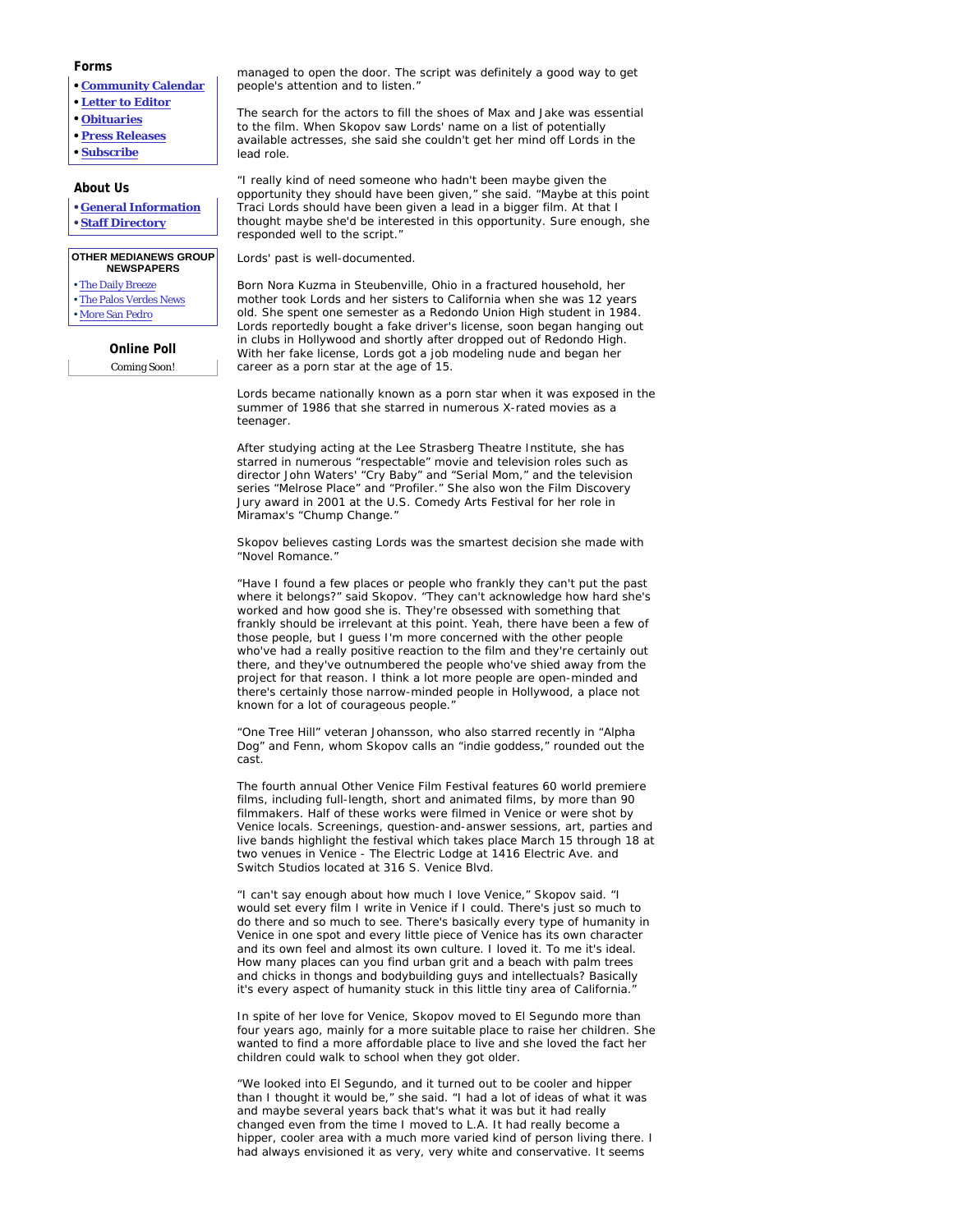### Forms

- **Community Calendar**
- **Letter to Editor**
- **Obituaries**
- **Press Releases**
- **Subscribe**

### About Us

- **General Information**
- **Staff Directory**

**OTHER MEDIANEWS GROUP NEWSPAPERS**

- The Daily Breeze
- The Palos Verdes News
- More San Pedro

**Online Poll**

Coming Soon!

managed to open the door. The script was definitely a good way to get people's attention and to listen."

The search for the actors to fill the shoes of Max and Jake was essential to the film. When Skopov saw Lords' name on a list of potentially available actresses, she said she couldn't get her mind off Lords in the lead role.

"I really kind of need someone who hadn't been maybe given the opportunity they should have been given," she said. "Maybe at this point Traci Lords should have been given a lead in a bigger film. At that I thought maybe she'd be interested in this opportunity. Sure enough, she responded well to the script."

Lords' past is well-documented.

Born Nora Kuzma in Steubenville, Ohio in a fractured household, her mother took Lords and her sisters to California when she was 12 years old. She spent one semester as a Redondo Union High student in 1984. Lords reportedly bought a fake driver's license, soon began hanging out in clubs in Hollywood and shortly after dropped out of Redondo High. With her fake license, Lords got a job modeling nude and began her career as a porn star at the age of 15.

Lords became nationally known as a porn star when it was exposed in the summer of 1986 that she starred in numerous X-rated movies as a teenager.

After studying acting at the Lee Strasberg Theatre Institute, she has starred in numerous "respectable" movie and television roles such as director John Waters' "Cry Baby" and "Serial Mom," and the television series "Melrose Place" and "Profiler." She also won the Film Discovery Jury award in 2001 at the U.S. Comedy Arts Festival for her role in Miramax's "Chump Change."

Skopov believes casting Lords was the smartest decision she made with "Novel Romance."

"Have I found a few places or people who frankly they can't put the past where it belongs?" said Skopov. "They can't acknowledge how hard she's worked and how good she is. They're obsessed with something that frankly should be irrelevant at this point. Yeah, there have been a few of those people, but I guess I'm more concerned with the other people who've had a really positive reaction to the film and they're certainly out there, and they've outnumbered the people who've shied away from the project for that reason. I think a lot more people are open-minded and there's certainly those narrow-minded people in Hollywood, a place not known for a lot of courageous people."

"One Tree Hill" veteran Johansson, who also starred recently in "Alpha Dog" and Fenn, whom Skopov calls an "indie goddess," rounded out the cast.

The fourth annual Other Venice Film Festival features 60 world premiere films, including full-length, short and animated films, by more than 90 filmmakers. Half of these works were filmed in Venice or were shot by Venice locals. Screenings, question-and-answer sessions, art, parties and live bands highlight the festival which takes place March 15 through 18 at two venues in Venice - The Electric Lodge at 1416 Electric Ave. and Switch Studios located at 316 S. Venice Blvd.

"I can't say enough about how much I love Venice," Skopov said. "I would set every film I write in Venice if I could. There's just so much to do there and so much to see. There's basically every type of humanity in Venice in one spot and every little piece of Venice has its own character and its own feel and almost its own culture. I loved it. To me it's ideal. How many places can you find urban grit and a beach with palm trees and chicks in thongs and bodybuilding guys and intellectuals? Basically it's every aspect of humanity stuck in this little tiny area of California."

In spite of her love for Venice, Skopov moved to El Segundo more than four years ago, mainly for a more suitable place to raise her children. She wanted to find a more affordable place to live and she loved the fact her children could walk to school when they got older.

"We looked into El Segundo, and it turned out to be cooler and hipper than I thought it would be," she said. "I had a lot of ideas of what it was and maybe several years back that's what it was but it had really changed even from the time I moved to L.A. It had really become a hipper, cooler area with a much more varied kind of person living there. I had always envisioned it as very, very white and conservative. It seems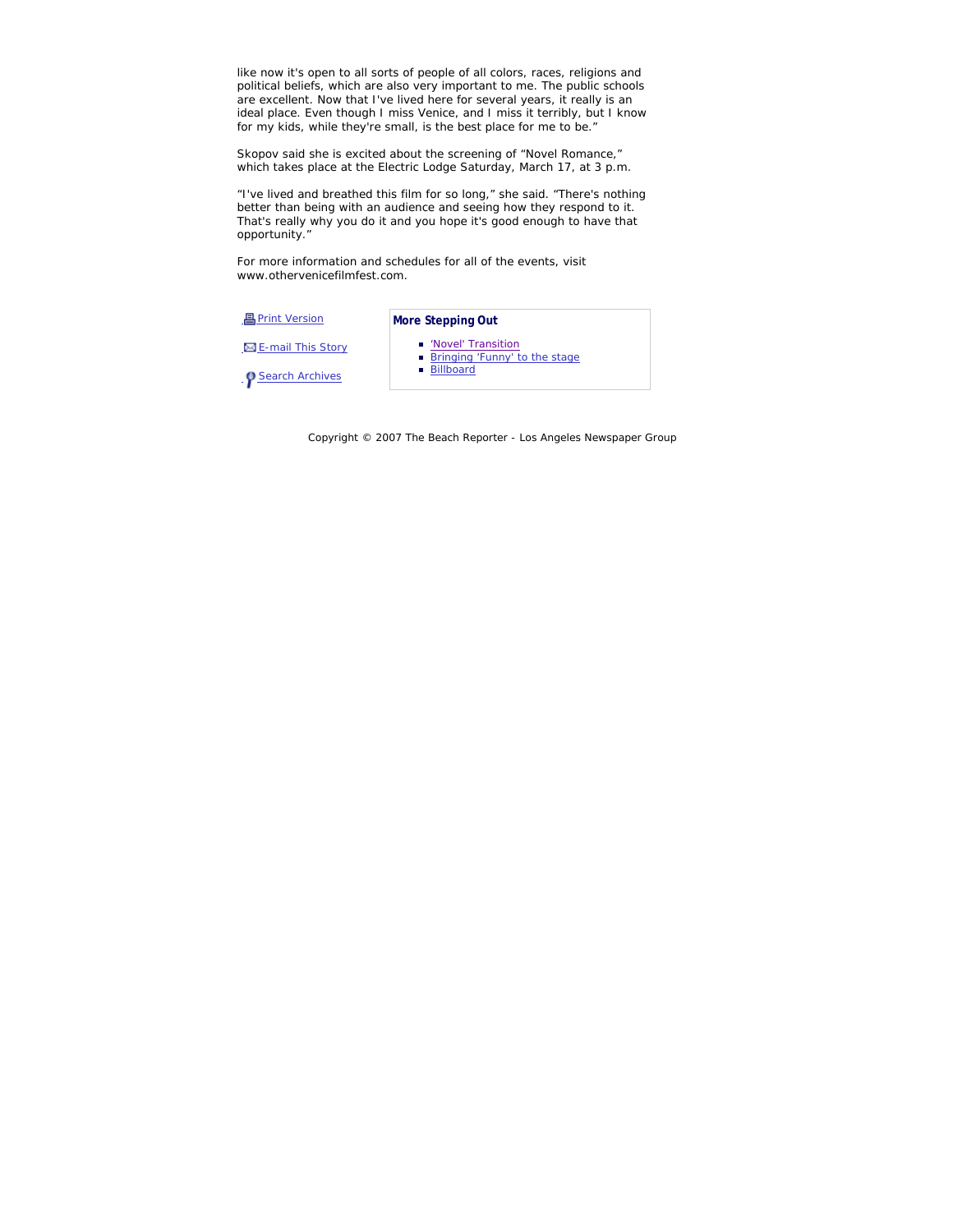like now it's open to all sorts of people of all colors, races, religions and political beliefs, which are also very important to me. The public schools are excellent. Now that I've lived here for several years, it really is an ideal place. Even though I miss Venice, and I miss it terribly, but I know for my kids, while they're small, is the best place for me to be."

Skopov said she is excited about the screening of "Novel Romance," which takes place at the Electric Lodge Saturday, March 17, at 3 p.m.

"I've lived and breathed this film for so long," she said. "There's nothing better than being with an audience and seeing how they respond to it. That's really why you do it and you hope it's good enough to have that opportunity."

For more information and schedules for all of the events, visit www.othervenicefilmfest.com.

Print Version

E-mail This Story

Search Archives

**More Stepping Out**

- 'Novel' Transition
- Bringing 'Funny' to the stage
- Billboard

Copyright © 2007 The Beach Reporter - Los Angeles Newspaper Group